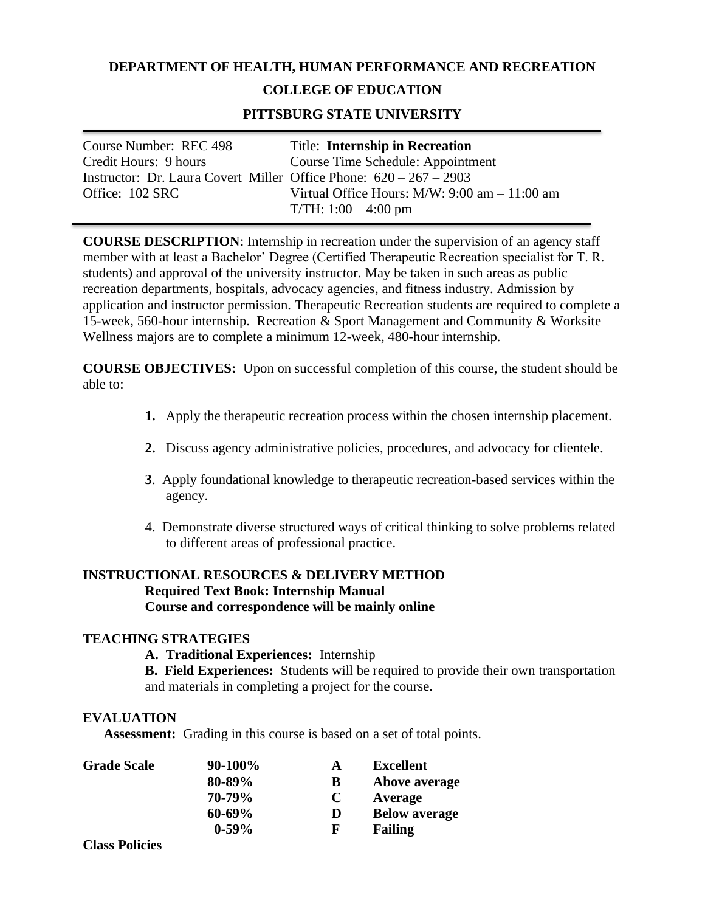**DEPARTMENT OF HEALTH, HUMAN PERFORMANCE AND RECREATION**

**COLLEGE OF EDUCATION**

**PITTSBURG STATE UNIVERSITY**

| | |
|---|---|
| Course Number: REC 498 | Title: **Internship in Recreation** |
| Credit Hours: 9 hours | Course Time Schedule: Appointment |
| Instructor: Dr. Laura Covert Miller | Office Phone: 620 – 267 – 2903 |
| Office: 102 SRC | Virtual Office Hours: M/W: 9:00 am – 11:00 am<br>T/TH: 1:00 – 4:00 pm |

**COURSE DESCRIPTION**: Internship in recreation under the supervision of an agency staff member with at least a Bachelor' Degree (Certified Therapeutic Recreation specialist for T. R. students) and approval of the university instructor. May be taken in such areas as public recreation departments, hospitals, advocacy agencies, and fitness industry. Admission by application and instructor permission. Therapeutic Recreation students are required to complete a 15-week, 560-hour internship. Recreation & Sport Management and Community & Worksite Wellness majors are to complete a minimum 12-week, 480-hour internship.

**COURSE OBJECTIVES:** Upon on successful completion of this course, the student should be able to:

1. Apply the therapeutic recreation process within the chosen internship placement.
2. Discuss agency administrative policies, procedures, and advocacy for clientele.
3. Apply foundational knowledge to therapeutic recreation-based services within the agency.
4. Demonstrate diverse structured ways of critical thinking to solve problems related to different areas of professional practice.

**INSTRUCTIONAL RESOURCES & DELIVERY METHOD**

**Required Text Book: Internship Manual**

**Course and correspondence will be mainly online**

**TEACHING STRATEGIES**

**A. Traditional Experiences:** Internship

**B. Field Experiences:** Students will be required to provide their own transportation and materials in completing a project for the course.

**EVALUATION**

**Assessment:** Grading in this course is based on a set of total points.

| **Grade Scale** | | | |
|---|---|---|---|
| | **90-100%** | **A** | **Excellent** |
| | **80-89%** | **B** | **Above average** |
| | **70-79%** | **C** | **Average** |
| | **60-69%** | **D** | **Below average** |
| | **0-59%** | **F** | **Failing** |

**Class Policies**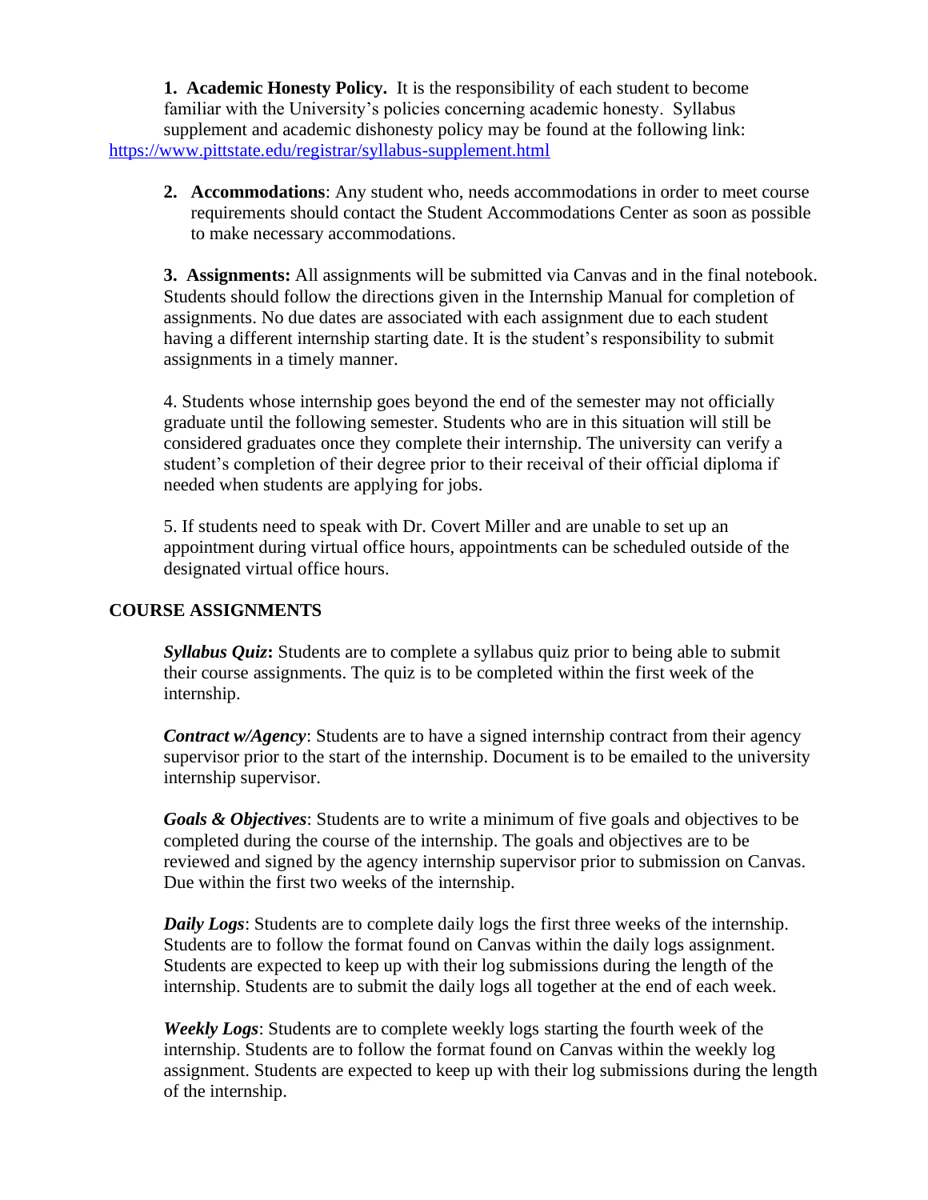1. **Academic Honesty Policy.** It is the responsibility of each student to become familiar with the University's policies concerning academic honesty. Syllabus supplement and academic dishonesty policy may be found at the following link: https://www.pittstate.edu/registrar/syllabus-supplement.html

2. **Accommodations**: Any student who, needs accommodations in order to meet course requirements should contact the Student Accommodations Center as soon as possible to make necessary accommodations.

3. **Assignments:** All assignments will be submitted via Canvas and in the final notebook. Students should follow the directions given in the Internship Manual for completion of assignments. No due dates are associated with each assignment due to each student having a different internship starting date. It is the student's responsibility to submit assignments in a timely manner.

4. Students whose internship goes beyond the end of the semester may not officially graduate until the following semester. Students who are in this situation will still be considered graduates once they complete their internship. The university can verify a student's completion of their degree prior to their receival of their official diploma if needed when students are applying for jobs.

5. If students need to speak with Dr. Covert Miller and are unable to set up an appointment during virtual office hours, appointments can be scheduled outside of the designated virtual office hours.

## COURSE ASSIGNMENTS

***Syllabus Quiz*:** Students are to complete a syllabus quiz prior to being able to submit their course assignments. The quiz is to be completed within the first week of the internship.

***Contract w/Agency***: Students are to have a signed internship contract from their agency supervisor prior to the start of the internship. Document is to be emailed to the university internship supervisor.

***Goals & Objectives***: Students are to write a minimum of five goals and objectives to be completed during the course of the internship. The goals and objectives are to be reviewed and signed by the agency internship supervisor prior to submission on Canvas. Due within the first two weeks of the internship.

***Daily Logs***: Students are to complete daily logs the first three weeks of the internship. Students are to follow the format found on Canvas within the daily logs assignment. Students are expected to keep up with their log submissions during the length of the internship. Students are to submit the daily logs all together at the end of each week.

***Weekly Logs***: Students are to complete weekly logs starting the fourth week of the internship. Students are to follow the format found on Canvas within the weekly log assignment. Students are expected to keep up with their log submissions during the length of the internship.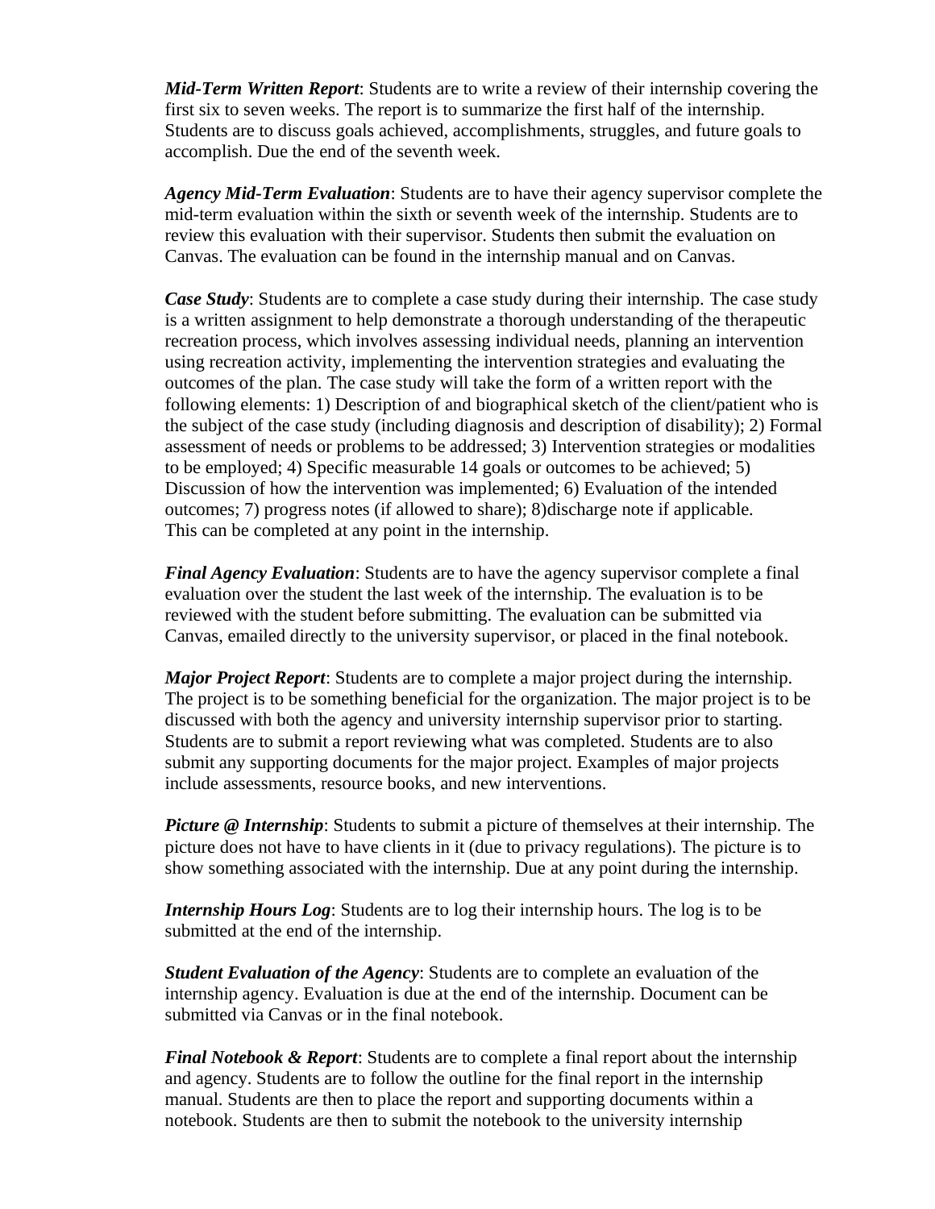***Mid-Term Written Report***: Students are to write a review of their internship covering the first six to seven weeks. The report is to summarize the first half of the internship. Students are to discuss goals achieved, accomplishments, struggles, and future goals to accomplish. Due the end of the seventh week.

***Agency Mid-Term Evaluation***: Students are to have their agency supervisor complete the mid-term evaluation within the sixth or seventh week of the internship. Students are to review this evaluation with their supervisor. Students then submit the evaluation on Canvas. The evaluation can be found in the internship manual and on Canvas.

***Case Study***: Students are to complete a case study during their internship. The case study is a written assignment to help demonstrate a thorough understanding of the therapeutic recreation process, which involves assessing individual needs, planning an intervention using recreation activity, implementing the intervention strategies and evaluating the outcomes of the plan. The case study will take the form of a written report with the following elements: 1) Description of and biographical sketch of the client/patient who is the subject of the case study (including diagnosis and description of disability); 2) Formal assessment of needs or problems to be addressed; 3) Intervention strategies or modalities to be employed; 4) Specific measurable 14 goals or outcomes to be achieved; 5) Discussion of how the intervention was implemented; 6) Evaluation of the intended outcomes; 7) progress notes (if allowed to share); 8)discharge note if applicable. This can be completed at any point in the internship.

***Final Agency Evaluation***: Students are to have the agency supervisor complete a final evaluation over the student the last week of the internship. The evaluation is to be reviewed with the student before submitting. The evaluation can be submitted via Canvas, emailed directly to the university supervisor, or placed in the final notebook.

***Major Project Report***: Students are to complete a major project during the internship. The project is to be something beneficial for the organization. The major project is to be discussed with both the agency and university internship supervisor prior to starting. Students are to submit a report reviewing what was completed. Students are to also submit any supporting documents for the major project. Examples of major projects include assessments, resource books, and new interventions.

***Picture @ Internship***: Students to submit a picture of themselves at their internship. The picture does not have to have clients in it (due to privacy regulations). The picture is to show something associated with the internship. Due at any point during the internship.

***Internship Hours Log***: Students are to log their internship hours. The log is to be submitted at the end of the internship.

***Student Evaluation of the Agency***: Students are to complete an evaluation of the internship agency. Evaluation is due at the end of the internship. Document can be submitted via Canvas or in the final notebook.

***Final Notebook & Report***: Students are to complete a final report about the internship and agency. Students are to follow the outline for the final report in the internship manual. Students are then to place the report and supporting documents within a notebook. Students are then to submit the notebook to the university internship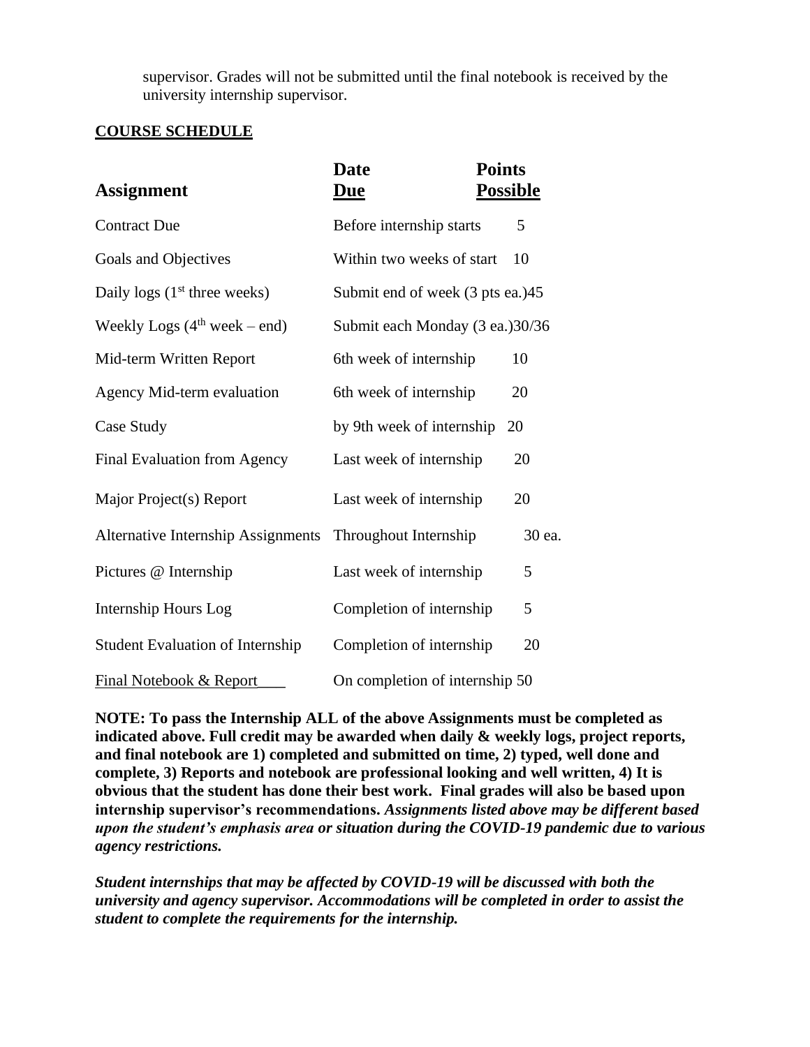supervisor. Grades will not be submitted until the final notebook is received by the university internship supervisor.

**COURSE SCHEDULE**

| **Assignment** | **Date Due** | **Points Possible** |
|---|---|---|
| Contract Due | Before internship starts | 5 |
| Goals and Objectives | Within two weeks of start | 10 |
| Daily logs (1st three weeks) | Submit end of week (3 pts ea.) | 45 |
| Weekly Logs (4th week – end) | Submit each Monday (3 ea.) | 30/36 |
| Mid-term Written Report | 6th week of internship | 10 |
| Agency Mid-term evaluation | 6th week of internship | 20 |
| Case Study | by 9th week of internship | 20 |
| Final Evaluation from Agency | Last week of internship | 20 |
| Major Project(s) Report | Last week of internship | 20 |
| Alternative Internship Assignments | Throughout Internship | 30 ea. |
| Pictures @ Internship | Last week of internship | 5 |
| Internship Hours Log | Completion of internship | 5 |
| Student Evaluation of Internship | Completion of internship | 20 |
| Final Notebook & Report | On completion of internship | 50 |

**NOTE: To pass the Internship ALL of the above Assignments must be completed as indicated above. Full credit may be awarded when daily & weekly logs, project reports, and final notebook are 1) completed and submitted on time, 2) typed, well done and complete, 3) Reports and notebook are professional looking and well written, 4) It is obvious that the student has done their best work. Final grades will also be based upon internship supervisor's recommendations.** ***Assignments listed above may be different based upon the student's emphasis area or situation during the COVID-19 pandemic due to various agency restrictions.***

***Student internships that may be affected by COVID-19 will be discussed with both the university and agency supervisor. Accommodations will be completed in order to assist the student to complete the requirements for the internship.***